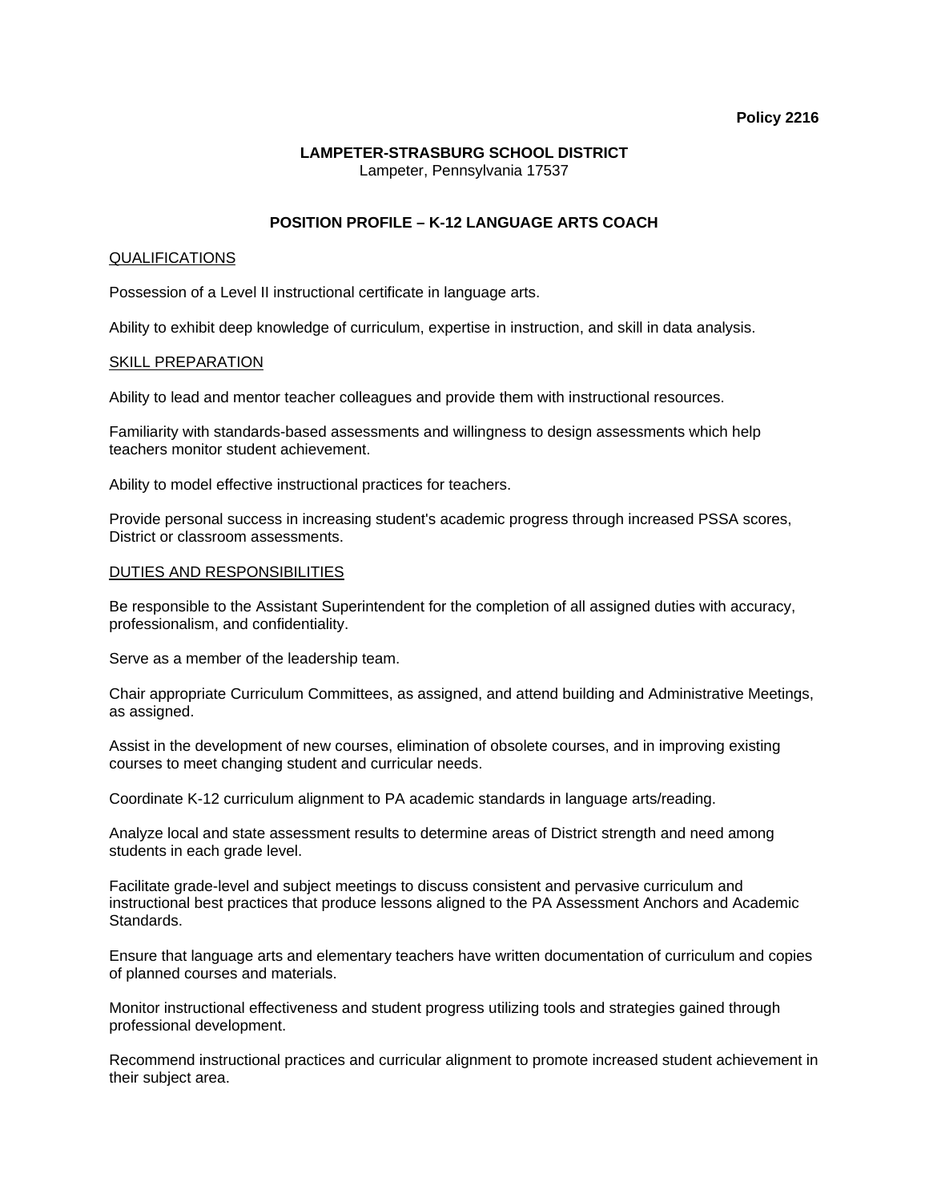**Policy 2216**

**LAMPETER-STRASBURG SCHOOL DISTRICT**
Lampeter, Pennsylvania 17537

**POSITION PROFILE – K-12 LANGUAGE ARTS COACH**

QUALIFICATIONS

Possession of a Level II instructional certificate in language arts.

Ability to exhibit deep knowledge of curriculum, expertise in instruction, and skill in data analysis.

SKILL PREPARATION

Ability to lead and mentor teacher colleagues and provide them with instructional resources.

Familiarity with standards-based assessments and willingness to design assessments which help teachers monitor student achievement.

Ability to model effective instructional practices for teachers.

Provide personal success in increasing student's academic progress through increased PSSA scores, District or classroom assessments.

DUTIES AND RESPONSIBILITIES

Be responsible to the Assistant Superintendent for the completion of all assigned duties with accuracy, professionalism, and confidentiality.

Serve as a member of the leadership team.

Chair appropriate Curriculum Committees, as assigned, and attend building and Administrative Meetings, as assigned.

Assist in the development of new courses, elimination of obsolete courses, and in improving existing courses to meet changing student and curricular needs.

Coordinate K-12 curriculum alignment to PA academic standards in language arts/reading.

Analyze local and state assessment results to determine areas of District strength and need among students in each grade level.

Facilitate grade-level and subject meetings to discuss consistent and pervasive curriculum and instructional best practices that produce lessons aligned to the PA Assessment Anchors and Academic Standards.

Ensure that language arts and elementary teachers have written documentation of curriculum and copies of planned courses and materials.

Monitor instructional effectiveness and student progress utilizing tools and strategies gained through professional development.

Recommend instructional practices and curricular alignment to promote increased student achievement in their subject area.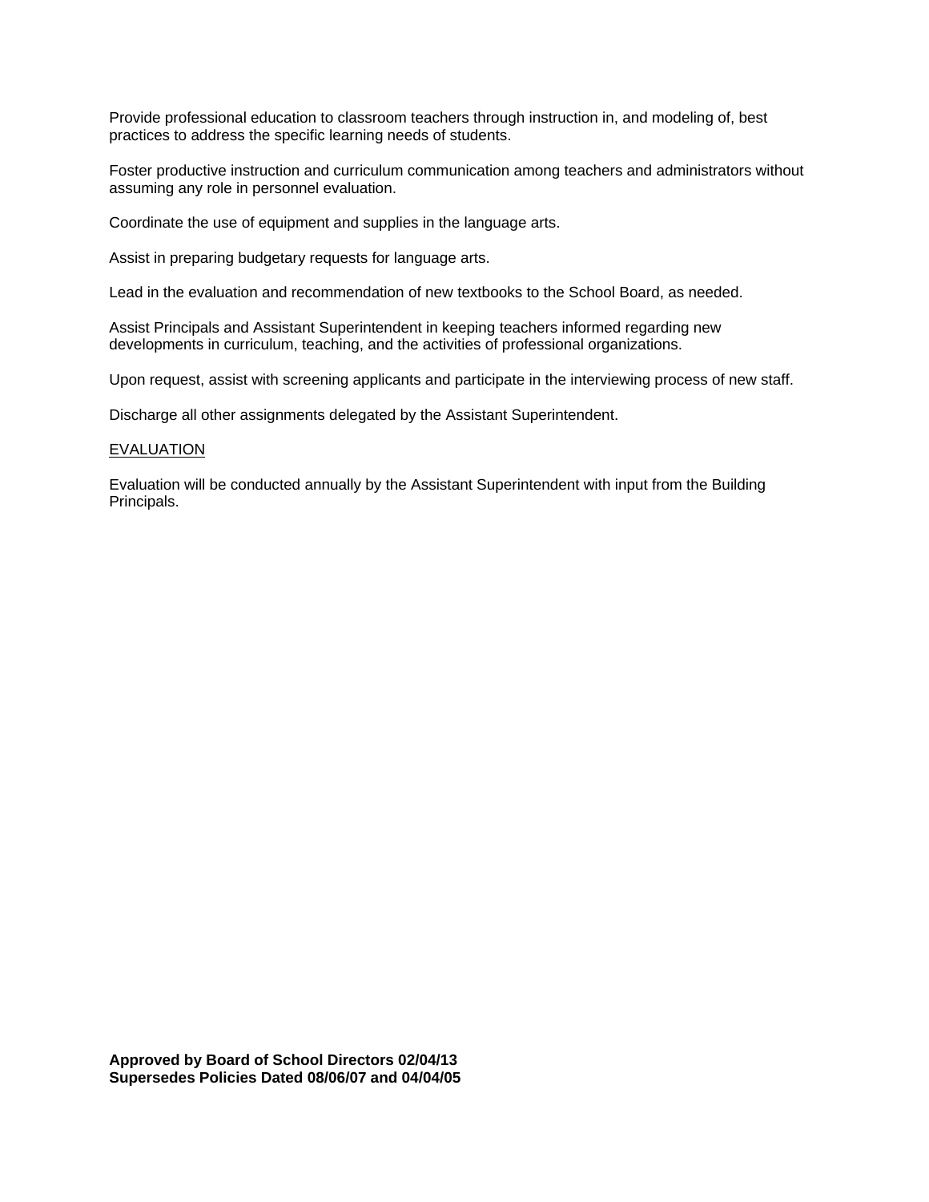Provide professional education to classroom teachers through instruction in, and modeling of, best practices to address the specific learning needs of students.

Foster productive instruction and curriculum communication among teachers and administrators without assuming any role in personnel evaluation.

Coordinate the use of equipment and supplies in the language arts.

Assist in preparing budgetary requests for language arts.

Lead in the evaluation and recommendation of new textbooks to the School Board, as needed.

Assist Principals and Assistant Superintendent in keeping teachers informed regarding new developments in curriculum, teaching, and the activities of professional organizations.

Upon request, assist with screening applicants and participate in the interviewing process of new staff.

Discharge all other assignments delegated by the Assistant Superintendent.

EVALUATION

Evaluation will be conducted annually by the Assistant Superintendent with input from the Building Principals.

**Approved by Board of School Directors 02/04/13**
**Supersedes Policies Dated 08/06/07 and 04/04/05**